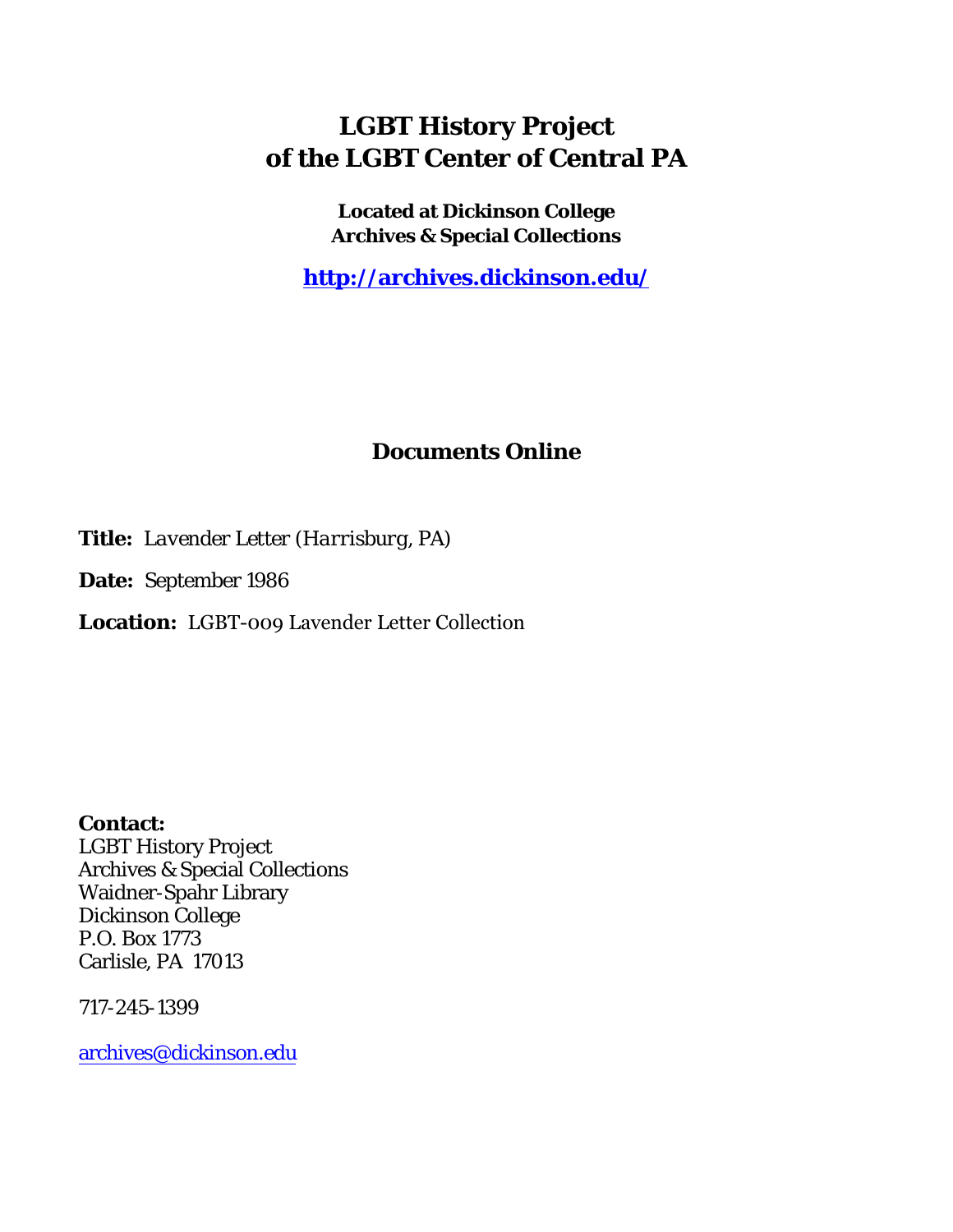# LGBT History Project of the LGBT Center of Central PA

**Located at Dickinson College Archives & Special Collections**

**http://archives.dickinson.edu/**

## Documents Online

**Title:** *Lavender Letter (Harrisburg, PA)*

**Date:** September 1986

**Location:** LGBT-009 Lavender Letter Collection

**Contact:**
LGBT History Project
Archives & Special Collections
Waidner-Spahr Library
Dickinson College
P.O. Box 1773
Carlisle, PA 17013

717-245-1399

archives@dickinson.edu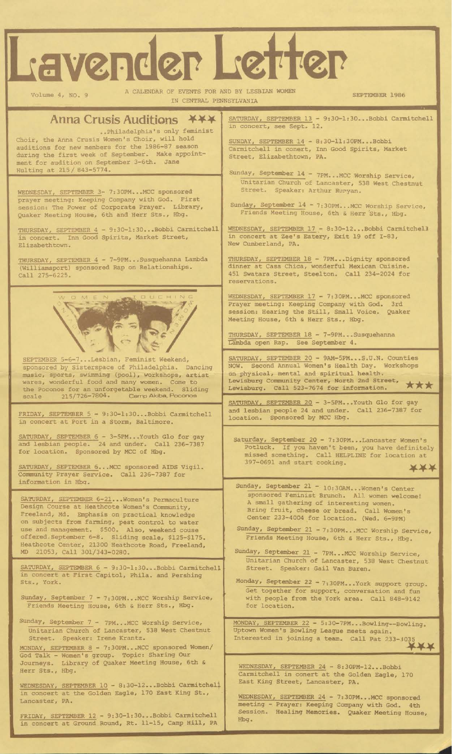# Lavender Letter

Volume 4, NO. 9 — A CALENDAR OF EVENTS FOR AND BY LESBIAN WOMEN IN CENTRAL PENNSYLVANIA — SEPTEMBER 1986

## Anna Crusis Auditions ★★★

..Philadelphia's only feminist Choir, the Anna Crusis Women's Choir, will hold auditions for new members for the 1986-87 season during the first week of September. Make appointment for audition on September 3-6th. Jane Hulting at 215/ 843-5774.

WEDNESDAY, SEPTEMBER 3- 7:30PM...MCC sponsored prayer meeting: Keeping Company with God. First session: The Power of Corporate Prayer. Library, Quaker Meeting House, 6th and Herr Sts., Hbg.

THURSDAY, SEPTEMBER 4 - 9:30-1:30...Bobbi Carmitchell in concert. Inn Good Spirits, Market Street, Elizabethtown.

THURSDAY, SEPTEMBER 4 - 7-9PM...Susquehanna Lambda (Williamsport) sponsored Rap on Relationships. Call 275-6225.

WOMEN TOUCHING WOMEN

SEPTEMBER 5-6-7...Lesbian, Feminist Weekend, sponsored by Sisterspace of Philadelphia. Dancing music, sports, swimming (pool), workshops, artist wares, wonderful food and many women. Come to the Poconos for an unforgetable weekend. Sliding scale 215/726-7804. Camp Akiba, Poconos

FRIDAY, SEPTEMBER 5 - 9:30-1:30...Bobbi Carmitchell in concert at Port in a Storm, Baltimore.

SATURDAY, SEPTEMBER 6 - 3-5PM...Youth Glo for gay and lesbian people. 24 and under. Call 236-7387 for location. Sponsored by MCC of Hbg.

SATURDAY, SEPTEMBER 6...MCC sponsored AIDS Vigil. Community Prayer Service. Call 236-7387 for information in Hbg.

SATURDAY, SEPTEMBER 6-21...Women's Permaculture Design Course at Heathcote Women's Community, Freeland, Md. Emphasis on practical knowledge on subjects from farming, pest control to water use and management. $500. Also, weekend couse offered.September 6-8. Sliding scale, $125-$175. Heathcote Center, 21300 Heathcote Road, Freeland, MD 21053, Call 301/343-0280.

SATURDAY, SEPTEMBER 6 - 9:30-1:30...Bobbi Carmitchell in concert at First Capitol, Phila. and Pershing Sts., York.

Sunday, September 7 - 7:30PM...MCC Worship Service, Friends Meeting House, 6th & Herr Sts., Hbg.

Sunday, September 7 - 7PM...MCC Worship Service, Unitarian Church of Lancaster, 538 West Chestnut Street. Speaker: Irene Krantz.

MONDAY, SEPTEMBER 8 - 7:30PM...MCC sponsored Women/ God Talk - Women's group. Topic: Sharing Our Journeys. Library of Quaker Meeting House, 6th & Herr Sts., Hbg.

WEDNESDAY, SEPTEMBER 10 - 8:30-12...Bobbi Carmitchell in concert at the Golden Eagle, 170 East King St., Lancaster, PA.

FRIDAY, SEPTEMBER 12 - 9:30-1:30...Bobbi Carmitchell in concert at Ground Round, Rt. 11-15, Camp Hill, PA

SATURDAY, SEPTEMBER 13 - 9:30-1:30...Bobbi Carmitchell in concert, see Sept. 12.

SUNDAY, SEPTEMBER 14 - 8:30-11:30PM...Bobbi Carmitchell in conert, Inn Good Spirits, Market Street, Elizabethtown, PA.

Sunday, September 14 - 7PM...MCC Worship Service, Unitarian Church of Lancaster, 538 West Chestnut Street. Speaker: Arthur Runyan.

Sunday, September 14 - 7:30PM...MCC Worship Service, Friends Meeting House, 6th & Herr Sts., Hbg.

WEDNESDAY, SEPTEMBER 17 - 8:30-12...Bobbi Carmitchell in concert at Zee's Eatery, Exit 19 off I-83, New Cumberland, PA.

THURSDAY, SEPTEMBER 18 - 7PM...Dignity sponsored dinner at Casa Chica, wonderful Mexican Cuisine. 451 Swatara Street, Steelton. Call 234-2024 for reservations.

WEDNESDAY, SEPTEMBER 17 - 7:30PM...MCC sponsored Prayer meeting: Keeping Company with God. 3rd session: Hearing the Still, Small Voice. Quaker Meeting House, 6th & Herr Sts., Hbg.

THURSDAY, SEPTEMBER 18 - 7-9PM...Susquehanna Lambda open Rap. See September 4.

SATURDAY, SEPTEMBER 20 - 9AM-5PM...S.U.N. Counties NOW. Second Annual Women's Health Day. Workshops on physical, mental and spiritual health. Lewisburg Community Center, North 2nd Street, Lewisburg. Call 523-7674 for information. ★★★

SATURDAY, SEPTEMBER 20 - 3-5PM...Youth Glo for gay and lesbian people 24 and under. Call 236-7387 for location. Sponsored by MCC Hbg.

Saturday, September 20 - 7:30PM...Lancaster Women's Potluck. If you haven't been, you have definitely missed something. Call HELPLINE for location at 397-0691 and start cooking. ★★★

Sunday, September 21 - 10:30AM...Women's Center sponsored Feminist Brunch. All women welcome! A small gathering of interesting women. Bring fruit, cheese or bread. Call Women's Center 233-4004 for location. (Wed. 6-9PM)

Sunday, September 21 - 7:30PM...MCC Worship Service, Friends Meeting House, 6th & Herr Sts., Hbg.

Sunday, September 21 - 7PM...MCC Worship Service, Unitarian Church of Lancaster, 538 West Chestnut Street. Speaker: Gail Van Buren.

Monday, September 22 - 7:30PM...York support group. Get together for support, conversation and fun with people from the York area. Call 848-9142 for location.

MONDAY, SEPTEMBER 22 - 5:30-7PM...Bowling--Bowling. Uptown Women's Bowling League meets again. Interested in joining a team. Call Pat 233-3035 ★★★

WEDNESDAY, SEPTEMBER 24 - 8:30PM-12...Bobbi Carmitchell in conert at the Golden Eagle, 170 East King Street, Lancaster, PA.

WEDNESDAY, SEPTEMBER 24 - 7:30PM...MCC sponsored meeting - Prayer: Keeping Company with God. 4th Session. Healing Memories. Quaker Meeting House, Hbg.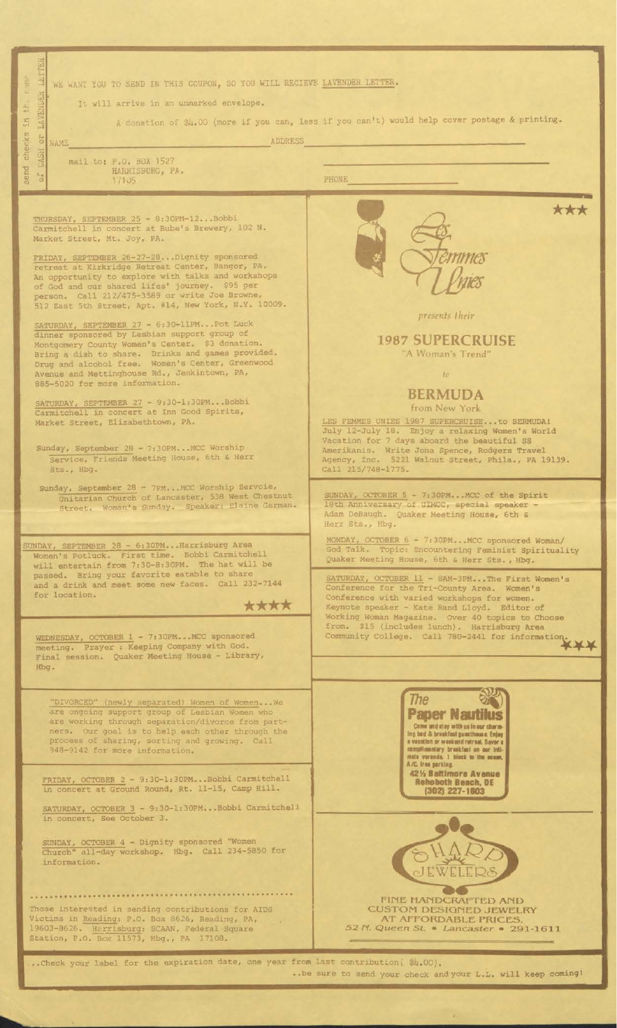send checks in the name of CASH or LAVENDER LETTER

WE WANT YOU TO SEND IN THIS COUPON, SO YOU WILL RECIEVE LAVENDER LETTER.

It will arrive in an unmarked envelope.

A donation of $4.00 (more if you can, less if you can't) would help cover postage & printing.

NAME ______________________ ADDRESS ______________________

mail to: P.O. BOX 1527
HARRISBURG, PA.
17105

PHONE ______________

THURSDAY, SEPTEMBER 25 - 8:30PM-12...Bobbi Carmitchell in concert at Bube's Brewery, 102 N. Market Street, Mt. Joy, PA.

FRIDAY, SEPTEMBER 26-27-28...Dignity sponsored retreat at Kirkridge Retreat Center, Bangor, PA. An opportunity to explore with talks and workshops of God and our shared lifes' journey. $95 per person. Call 212/475-3589 or write Joe Browne, 512 East 5th Street, Apt. #14, New York, N.Y. 10009.

SATURDAY, SEPTEMBER 27 - 6:30-11PM...Pot Luck dinner sponsored by Lesbian support group of Montgomery County Women's Center. $3 donation. Bring a dish to share. Drinks and games provided. Drug and alcohol free. Women's Center, Greenwood Avenue and Mettinghouse Rd., Jenkintown, PA, 885-5020 for more information.

SATURDAY, SEPTEMBER 27 - 9:30-1:30PM...Bobbi Carmitchell in concert at Inn Good Spirits, Market Street, Elizabethtown, PA.

Sunday, September 28 - 7:30PM...MCC Worship Service, Friends Meeting House, 6th & Herr Sts., Hbg.

Sunday, September 28 - 7PM...MCC Worship Servcie, Unitarian Church of Lancaster, 538 West Chestnut Street. Woman's Sunday. Speaker: Elaine German.

SUNDAY, SEPTEMBER 28 - 6:30PM...Harrisburg Area Women's Potluck. First time. Bobbi Carmitchell will entertain from 7:30-8:30PM. The hat will be passed. Bring your favorite eatable to share and a drink and meet some new faces. Call 232-7144 for location.

★★★★

WEDNESDAY, OCTOBER 1 - 7:30PM...MCC sponsored meeting. Prayer : Keeping Company with God. Final session. Quaker Meeting House - Library, Hbg.

"DIVORCED" (newly separated) Women of Women...We are ongoing support group of Lesbian Women who are working through separation/divorce from partners. Our goal is to help each other through the process of sharing, sorting and growing. Call 348-9142 for more information.

FRIDAY, OCTOBER 2 - 9:30-1:30PM...Bobbi Carmitchell in concert at Ground Round, Rt. 11-15, Camp Hill.

SATURDAY, OCTOBER 3 - 9:30-1:30PM...Bobbi Carmitchell in concert, See October 3.

SUNDAY, OCTOBER 4 - Dignity sponsored "Women Church" all-day workshop. Hbg. Call 234-5850 for information.

Those interested in sending contributions for AIDS Victims in Reading: P.O. Box 8626, Reading, PA, 19603-8626. Harrisburg: SCAAN, Federal Square Station, P.O. Box 11573, Hbg., PA 17108.

★★★

Les Femmes Unies

*presents their*

## 1987 SUPERCRUISE

"A Woman's Trend"

*to*

## BERMUDA

from New York

LES FEMMES UNIES 1987 SUPERCRUISE...to BERMUDA! July 12-July 18. Enjoy a relaxing Women's World Vacation for 7 days aboard the beautiful SS Amerikanis. Write Jona Spence, Rodgers Travel Agency, Inc. 5221 Walnut Street, Phila., PA 19139. Call 215/748-1775.

SUNDAY, OCTOBER 5 - 7:30PM...MCC of the Spirit 18th Anniversary of UIMCC, special speaker - Adam DeBaugh. Quaker Meeting House, 6th & Herr Sts., Hbg.

MONDAY, OCTOBER 6 - 7:30PM...MCC sponsored Woman/God Talk. Topic: Encountering Feminist Spirituality Quaker Meeting House, 6th & Herr Sts., Hbg.

SATURDAY, OCTOBER 11 - 8AM-3PM...The First Women's Conference for the Tri-County Area. Women's Conference with varied workshops for women. Keynote speaker - Kate Rand Lloyd. Editor of Working Woman Magazine. Over 40 topics to Choose from. $15 (includes lunch). Harrisburg Area Community College. Call 780-2441 for information.

★★★

**The Paper Nautilus**

Come and stay with us in our charming bed & breakfast guesthouse. Enjoy a vacation or weekend retreat. Savor a complimentary breakfast on our intimate veranda. 1 block to the ocean. A/C. free parking.

42½ Baltimore Avenue
Rehoboth Beach, DE
(302) 227-1603

SHARP JEWELERS

FINE HANDCRAFTED AND CUSTOM DESIGNED JEWELRY AT AFFORDABLE PRICES.

*52 N. Queen St. • Lancaster • 291-1611*

..Check your label for the expiration date, one year from last contribution( $4.00).

..be sure to send your check and your L.L. will keep coming!